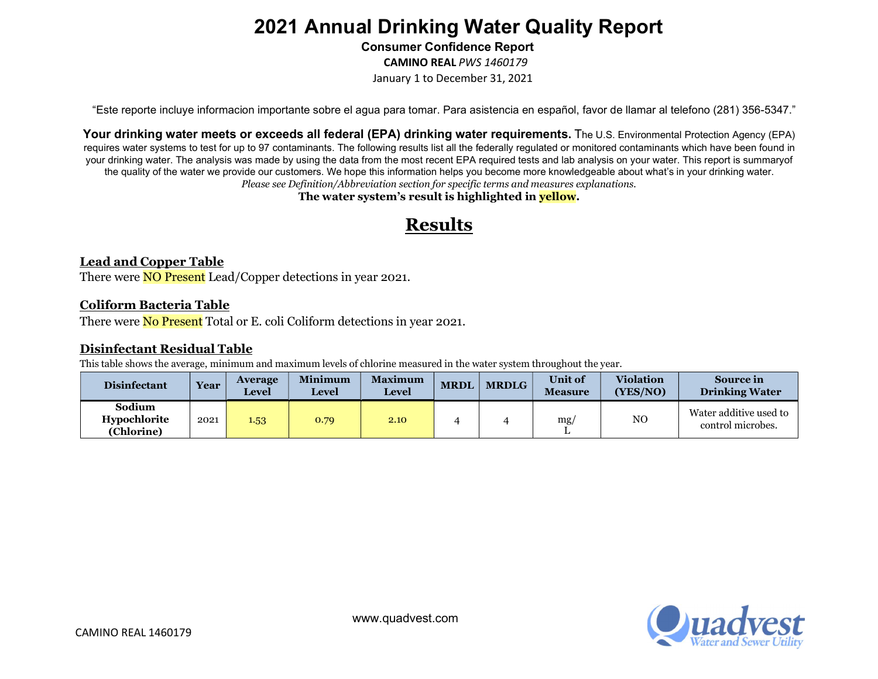# 2021 Annual Drinking Water Quality Report

**Consumer Confidence Report**

**CAMINO REAL** *PWS 1460179*

January 1 to December 31, 2021

"Este reporte incluye informacion importante sobre el agua para tomar. Para asistencia en español, favor de llamar al telefono (281) 356-5347."

**Your drinking water meets or exceeds all federal (EPA) drinking water requirements.** The U.S. Environmental Protection Agency (EPA) requires water systems to test for up to 97 contaminants. The following results list all the federally regulated or monitored contaminants which have been found in your drinking water. The analysis was made by using the data from the most recent EPA required tests and lab analysis on your water. This report is summaryof the quality of the water we provide our customers. We hope this information helps you become more knowledgeable about what's in your drinking water.

*Please see Definition/Abbreviation section for specific terms and measures explanations.*

**The water system's result is highlighted in yellow.**

## Results

### Lead and Copper Table

There were NO Present Lead/Copper detections in year 2021.

### Coliform Bacteria Table

There were No Present Total or E. coli Coliform detections in year 2021.

### Disinfectant Residual Table

This table shows the average, minimum and maximum levels of chlorine measured in the water system throughout the year.

| Disinfectant | Year | Average Level | Minimum Level | Maximum Level | MRDL | MRDLG | Unit of Measure | Violation (YES/NO) | Source in Drinking Water |
|---|---|---|---|---|---|---|---|---|---|
| Sodium Hypochlorite (Chlorine) | 2021 | 1.53 | 0.79 | 2.10 | 4 | 4 | mg/L | NO | Water additive used to control microbes. |

www.quadvest.com

CAMINO REAL 1460179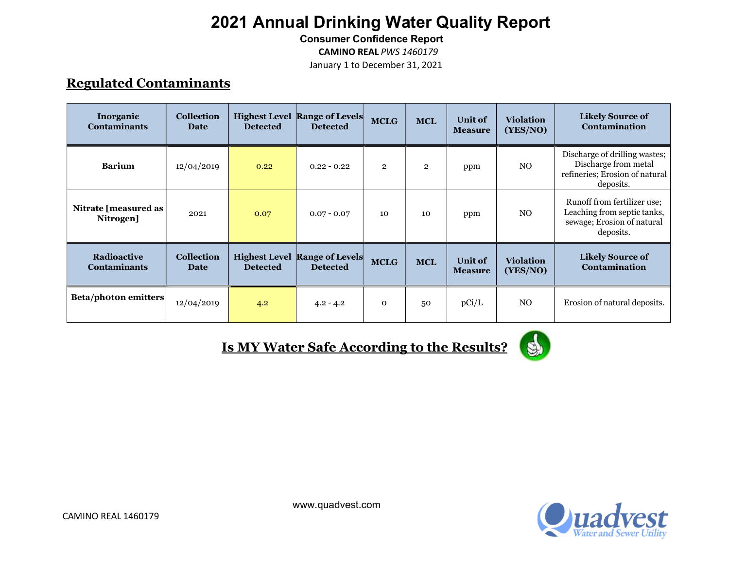# 2021 Annual Drinking Water Quality Report

**Consumer Confidence Report**

**CAMINO REAL** *PWS 1460179*

January 1 to December 31, 2021

## Regulated Contaminants

| Inorganic Contaminants | Collection Date | Highest Level Detected | Range of Levels Detected | MCLG | MCL | Unit of Measure | Violation (YES/NO) | Likely Source of Contamination |
|---|---|---|---|---|---|---|---|---|
| **Barium** | 12/04/2019 | 0.22 | 0.22 - 0.22 | 2 | 2 | ppm | NO | Discharge of drilling wastes; Discharge from metal refineries; Erosion of natural deposits. |
| **Nitrate [measured as Nitrogen]** | 2021 | 0.07 | 0.07 - 0.07 | 10 | 10 | ppm | NO | Runoff from fertilizer use; Leaching from septic tanks, sewage; Erosion of natural deposits. |
| **Radioactive Contaminants** | **Collection Date** | **Highest Level Detected** | **Range of Levels Detected** | **MCLG** | **MCL** | **Unit of Measure** | **Violation (YES/NO)** | **Likely Source of Contamination** |
| **Beta/photon emitters** | 12/04/2019 | 4.2 | 4.2 - 4.2 | 0 | 50 | pCi/L | NO | Erosion of natural deposits. |

## Is MY Water Safe According to the Results?

www.quadvest.com

CAMINO REAL 1460179

Quadvest Water and Sewer Utility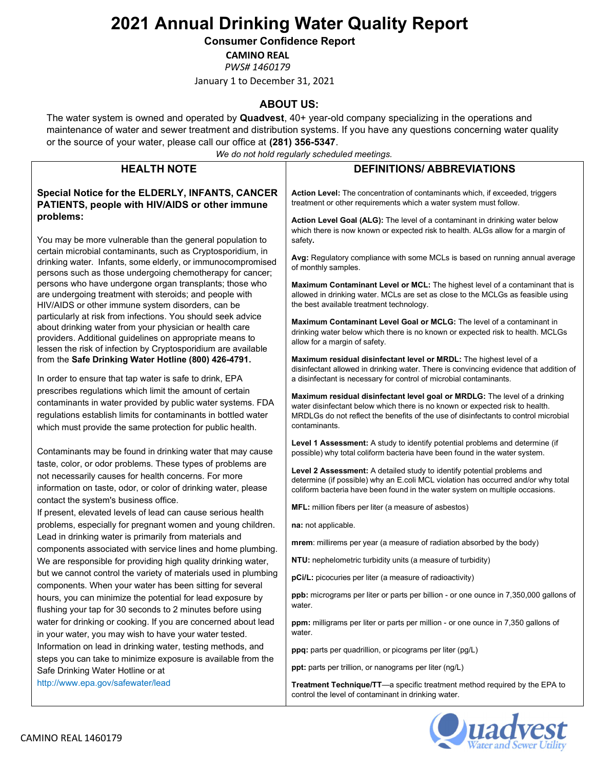# 2021 Annual Drinking Water Quality Report

**Consumer Confidence Report**

**CAMINO REAL**

*PWS# 1460179*

January 1 to December 31, 2021

## ABOUT US:

The water system is owned and operated by **Quadvest**, 40+ year-old company specializing in the operations and maintenance of water and sewer treatment and distribution systems. If you have any questions concerning water quality or the source of your water, please call our office at **(281) 356-5347**.

*We do not hold regularly scheduled meetings.*

## HEALTH NOTE

**Special Notice for the ELDERLY, INFANTS, CANCER PATIENTS, people with HIV/AIDS or other immune problems:**

You may be more vulnerable than the general population to certain microbial contaminants, such as Cryptosporidium, in drinking water. Infants, some elderly, or immunocompromised persons such as those undergoing chemotherapy for cancer; persons who have undergone organ transplants; those who are undergoing treatment with steroids; and people with HIV/AIDS or other immune system disorders, can be particularly at risk from infections. You should seek advice about drinking water from your physician or health care providers. Additional guidelines on appropriate means to lessen the risk of infection by Cryptosporidium are available from the **Safe Drinking Water Hotline (800) 426-4791.**

In order to ensure that tap water is safe to drink, EPA prescribes regulations which limit the amount of certain contaminants in water provided by public water systems. FDA regulations establish limits for contaminants in bottled water which must provide the same protection for public health.

Contaminants may be found in drinking water that may cause taste, color, or odor problems. These types of problems are not necessarily causes for health concerns. For more information on taste, odor, or color of drinking water, please contact the system's business office.

If present, elevated levels of lead can cause serious health problems, especially for pregnant women and young children. Lead in drinking water is primarily from materials and components associated with service lines and home plumbing. We are responsible for providing high quality drinking water, but we cannot control the variety of materials used in plumbing components. When your water has been sitting for several hours, you can minimize the potential for lead exposure by flushing your tap for 30 seconds to 2 minutes before using water for drinking or cooking. If you are concerned about lead in your water, you may wish to have your water tested. Information on lead in drinking water, testing methods, and steps you can take to minimize exposure is available from the Safe Drinking Water Hotline or at http://www.epa.gov/safewater/lead

## DEFINITIONS/ ABBREVIATIONS

**Action Level:** The concentration of contaminants which, if exceeded, triggers treatment or other requirements which a water system must follow.

**Action Level Goal (ALG):** The level of a contaminant in drinking water below which there is now known or expected risk to health. ALGs allow for a margin of safety.

**Avg:** Regulatory compliance with some MCLs is based on running annual average of monthly samples.

**Maximum Contaminant Level or MCL:** The highest level of a contaminant that is allowed in drinking water. MCLs are set as close to the MCLGs as feasible using the best available treatment technology.

**Maximum Contaminant Level Goal or MCLG:** The level of a contaminant in drinking water below which there is no known or expected risk to health. MCLGs allow for a margin of safety.

**Maximum residual disinfectant level or MRDL:** The highest level of a disinfectant allowed in drinking water. There is convincing evidence that addition of a disinfectant is necessary for control of microbial contaminants.

**Maximum residual disinfectant level goal or MRDLG:** The level of a drinking water disinfectant below which there is no known or expected risk to health. MRDLGs do not reflect the benefits of the use of disinfectants to control microbial contaminants.

**Level 1 Assessment:** A study to identify potential problems and determine (if possible) why total coliform bacteria have been found in the water system.

**Level 2 Assessment:** A detailed study to identify potential problems and determine (if possible) why an E.coli MCL violation has occurred and/or why total coliform bacteria have been found in the water system on multiple occasions.

**MFL:** million fibers per liter (a measure of asbestos)

**na:** not applicable.

**mrem**: millirems per year (a measure of radiation absorbed by the body)

**NTU:** nephelometric turbidity units (a measure of turbidity)

**pCi/L:** picocuries per liter (a measure of radioactivity)

**ppb:** micrograms per liter or parts per billion - or one ounce in 7,350,000 gallons of water.

**ppm:** milligrams per liter or parts per million - or one ounce in 7,350 gallons of water.

**ppq:** parts per quadrillion, or picograms per liter (pg/L)

**ppt:** parts per trillion, or nanograms per liter (ng/L)

**Treatment Technique/TT**—a specific treatment method required by the EPA to control the level of contaminant in drinking water.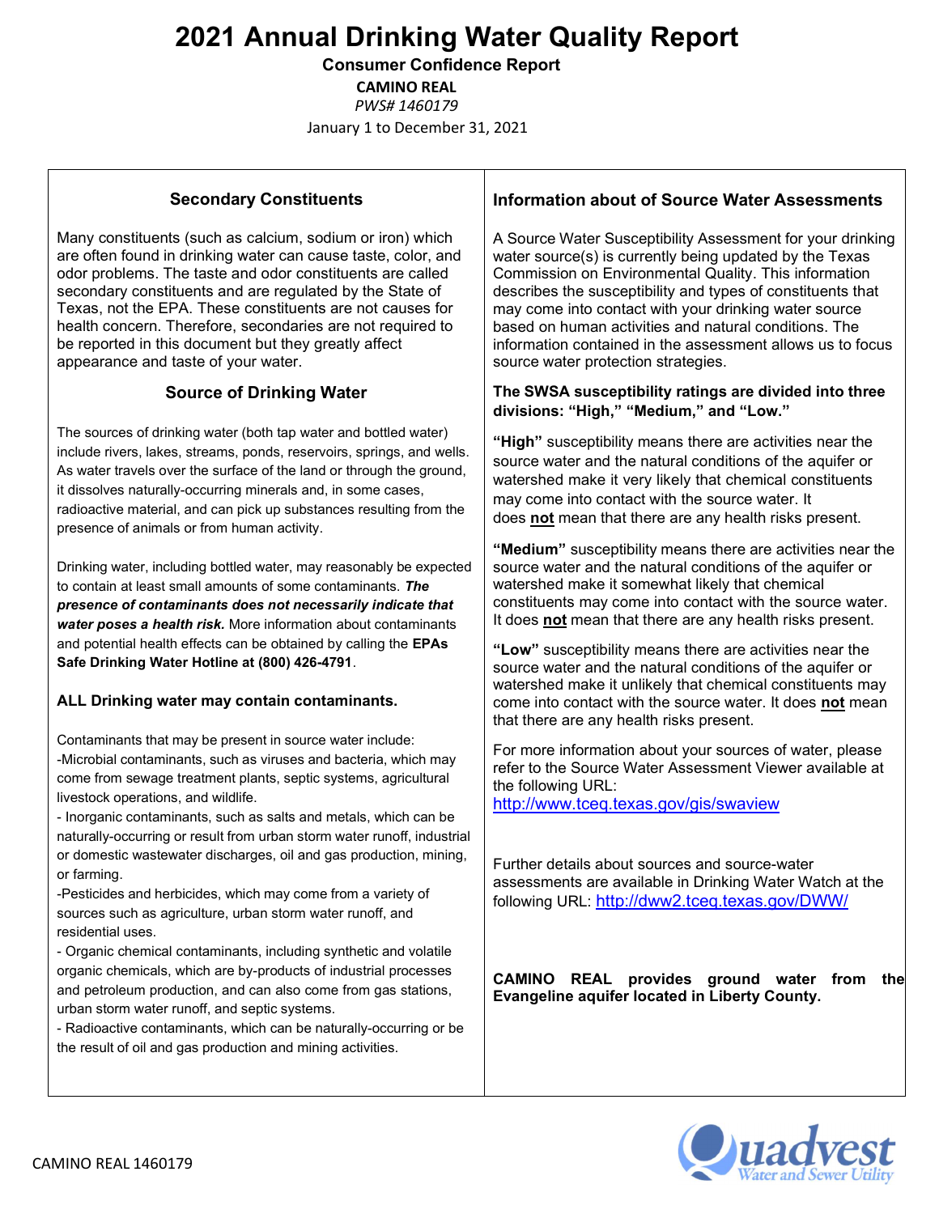# 2021 Annual Drinking Water Quality Report

**Consumer Confidence Report**

**CAMINO REAL**

*PWS# 1460179*

January 1 to December 31, 2021

## Secondary Constituents

Many constituents (such as calcium, sodium or iron) which are often found in drinking water can cause taste, color, and odor problems. The taste and odor constituents are called secondary constituents and are regulated by the State of Texas, not the EPA. These constituents are not causes for health concern. Therefore, secondaries are not required to be reported in this document but they greatly affect appearance and taste of your water.

## Source of Drinking Water

The sources of drinking water (both tap water and bottled water) include rivers, lakes, streams, ponds, reservoirs, springs, and wells. As water travels over the surface of the land or through the ground, it dissolves naturally-occurring minerals and, in some cases, radioactive material, and can pick up substances resulting from the presence of animals or from human activity.

Drinking water, including bottled water, may reasonably be expected to contain at least small amounts of some contaminants. ***The presence of contaminants does not necessarily indicate that water poses a health risk.*** More information about contaminants and potential health effects can be obtained by calling the **EPAs Safe Drinking Water Hotline at (800) 426-4791**.

**ALL Drinking water may contain contaminants.**

Contaminants that may be present in source water include:

-Microbial contaminants, such as viruses and bacteria, which may come from sewage treatment plants, septic systems, agricultural livestock operations, and wildlife.

- Inorganic contaminants, such as salts and metals, which can be naturally-occurring or result from urban storm water runoff, industrial or domestic wastewater discharges, oil and gas production, mining, or farming.

-Pesticides and herbicides, which may come from a variety of sources such as agriculture, urban storm water runoff, and residential uses.

- Organic chemical contaminants, including synthetic and volatile organic chemicals, which are by-products of industrial processes and petroleum production, and can also come from gas stations, urban storm water runoff, and septic systems.

- Radioactive contaminants, which can be naturally-occurring or be the result of oil and gas production and mining activities.

## Information about of Source Water Assessments

A Source Water Susceptibility Assessment for your drinking water source(s) is currently being updated by the Texas Commission on Environmental Quality. This information describes the susceptibility and types of constituents that may come into contact with your drinking water source based on human activities and natural conditions. The information contained in the assessment allows us to focus source water protection strategies.

**The SWSA susceptibility ratings are divided into three divisions: "High," "Medium," and "Low."**

**"High"** susceptibility means there are activities near the source water and the natural conditions of the aquifer or watershed make it very likely that chemical constituents may come into contact with the source water. It does **not** mean that there are any health risks present.

**"Medium"** susceptibility means there are activities near the source water and the natural conditions of the aquifer or watershed make it somewhat likely that chemical constituents may come into contact with the source water. It does **not** mean that there are any health risks present.

**"Low"** susceptibility means there are activities near the source water and the natural conditions of the aquifer or watershed make it unlikely that chemical constituents may come into contact with the source water. It does **not** mean that there are any health risks present.

For more information about your sources of water, please refer to the Source Water Assessment Viewer available at the following URL: http://www.tceq.texas.gov/gis/swaview

Further details about sources and source-water assessments are available in Drinking Water Watch at the following URL: http://dww2.tceq.texas.gov/DWW/

**CAMINO REAL provides ground water from the Evangeline aquifer located in Liberty County.**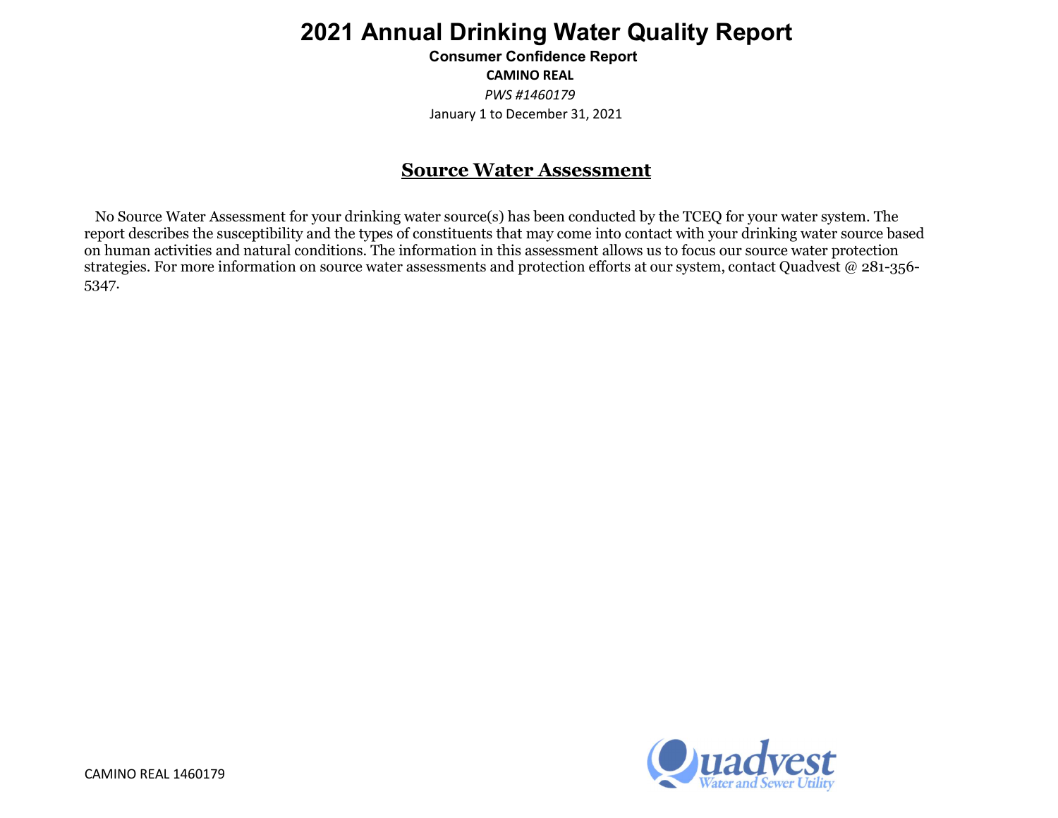# 2021 Annual Drinking Water Quality Report

**Consumer Confidence Report**

**CAMINO REAL**

*PWS #1460179*

January 1 to December 31, 2021

## Source Water Assessment

No Source Water Assessment for your drinking water source(s) has been conducted by the TCEQ for your water system. The report describes the susceptibility and the types of constituents that may come into contact with your drinking water source based on human activities and natural conditions. The information in this assessment allows us to focus our source water protection strategies. For more information on source water assessments and protection efforts at our system, contact Quadvest @ 281-356-5347.